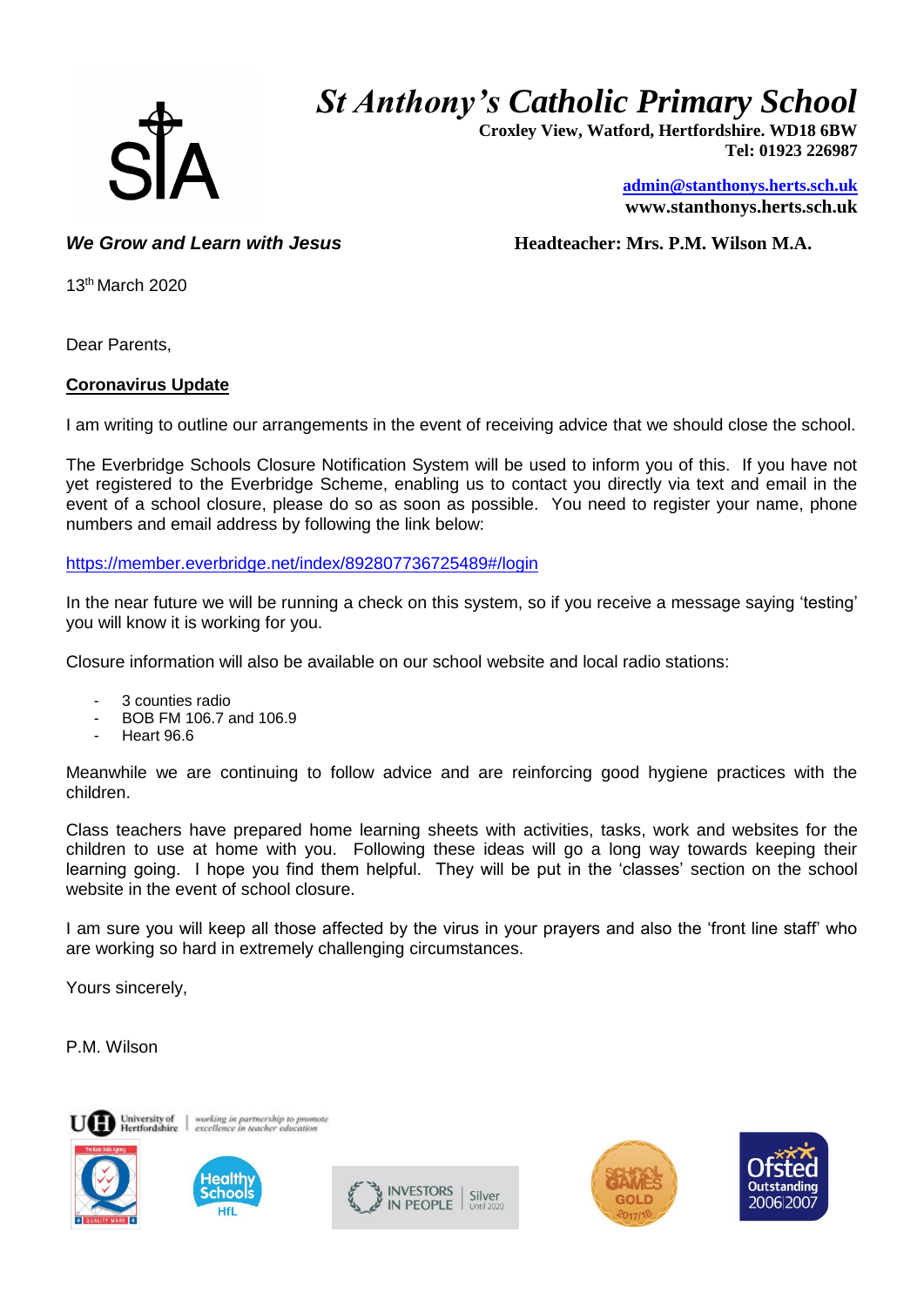# St Anthony's Catholic Primary School

**Croxley View, Watford, Hertfordshire. WD18 6BW**
**Tel: 01923 226987**

**[admin@stanthonys.herts.sch.uk](mailto:admin@stanthonys.herts.sch.uk)**
**www.stanthonys.herts.sch.uk**

***We Grow and Learn with Jesus*** **Headteacher: Mrs. P.M. Wilson M.A.**

13th March 2020

Dear Parents,

**Coronavirus Update**

I am writing to outline our arrangements in the event of receiving advice that we should close the school.

The Everbridge Schools Closure Notification System will be used to inform you of this. If you have not yet registered to the Everbridge Scheme, enabling us to contact you directly via text and email in the event of a school closure, please do so as soon as possible. You need to register your name, phone numbers and email address by following the link below:

https://member.everbridge.net/index/892807736725489#/login

In the near future we will be running a check on this system, so if you receive a message saying 'testing' you will know it is working for you.

Closure information will also be available on our school website and local radio stations:

- 3 counties radio
- BOB FM 106.7 and 106.9
- Heart 96.6

Meanwhile we are continuing to follow advice and are reinforcing good hygiene practices with the children.

Class teachers have prepared home learning sheets with activities, tasks, work and websites for the children to use at home with you. Following these ideas will go a long way towards keeping their learning going. I hope you find them helpful. They will be put in the 'classes' section on the school website in the event of school closure.

I am sure you will keep all those affected by the virus in your prayers and also the 'front line staff' who are working so hard in extremely challenging circumstances.

Yours sincerely,

P.M. Wilson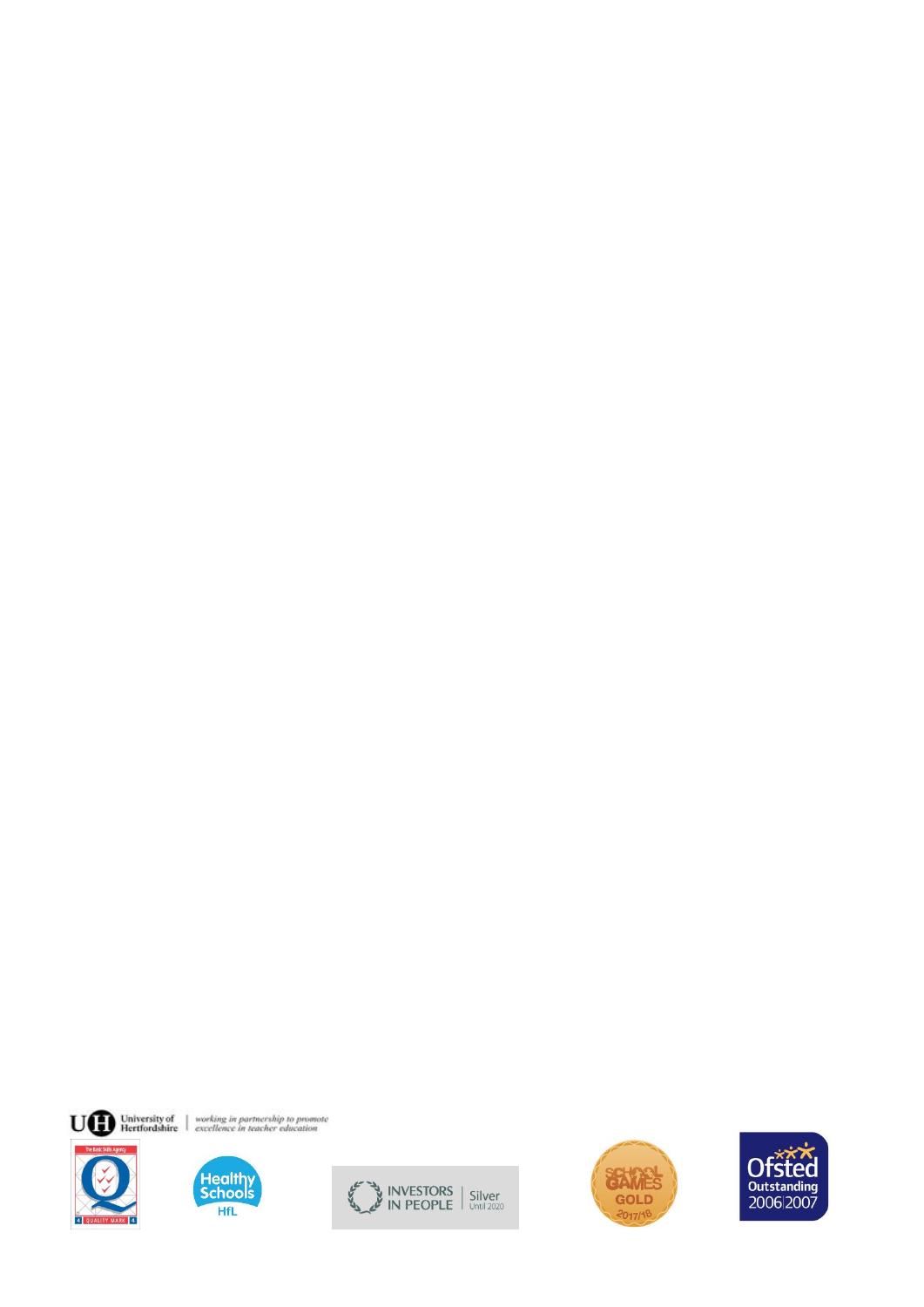University of Hertfordshire | working in partnership to promote excellence in teacher education

The Basic Skills Agency QUALITY MARK

Healthy Schools HfL

INVESTORS IN PEOPLE | Silver Until 2020

SCHOOL GAMES GOLD 2017/18

Ofsted Outstanding 2006|2007